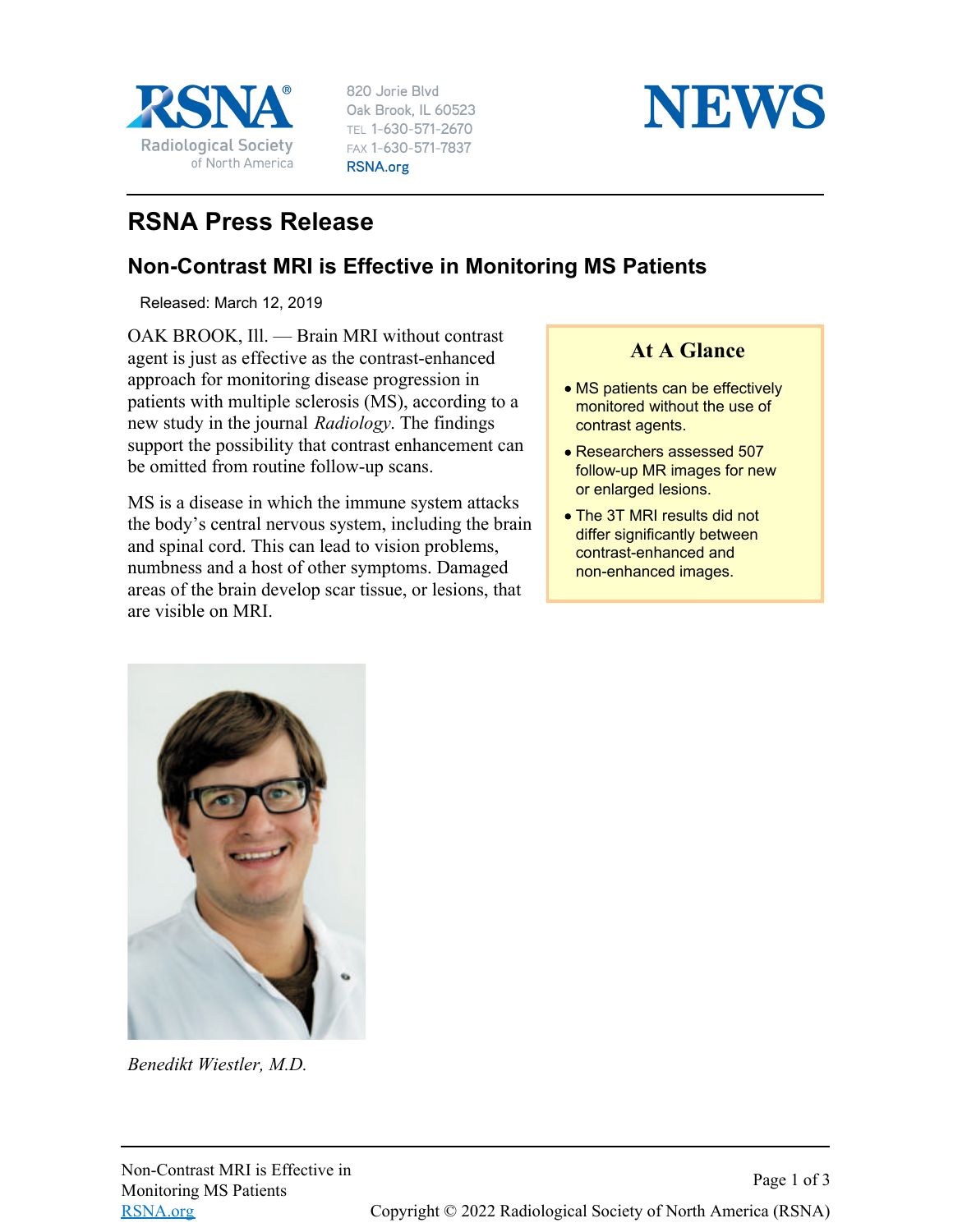RSNA Radiological Society of North America

820 Jorie Blvd
Oak Brook, IL 60523
TEL 1-630-571-2670
FAX 1-630-571-7837
RSNA.org

NEWS

# RSNA Press Release

## Non-Contrast MRI is Effective in Monitoring MS Patients

Released: March 12, 2019

OAK BROOK, Ill. — Brain MRI without contrast agent is just as effective as the contrast-enhanced approach for monitoring disease progression in patients with multiple sclerosis (MS), according to a new study in the journal *Radiology*. The findings support the possibility that contrast enhancement can be omitted from routine follow-up scans.

MS is a disease in which the immune system attacks the body's central nervous system, including the brain and spinal cord. This can lead to vision problems, numbness and a host of other symptoms. Damaged areas of the brain develop scar tissue, or lesions, that are visible on MRI.

### At A Glance

- MS patients can be effectively monitored without the use of contrast agents.
- Researchers assessed 507 follow-up MR images for new or enlarged lesions.
- The 3T MRI results did not differ significantly between contrast-enhanced and non-enhanced images.

*Benedikt Wiestler, M.D.*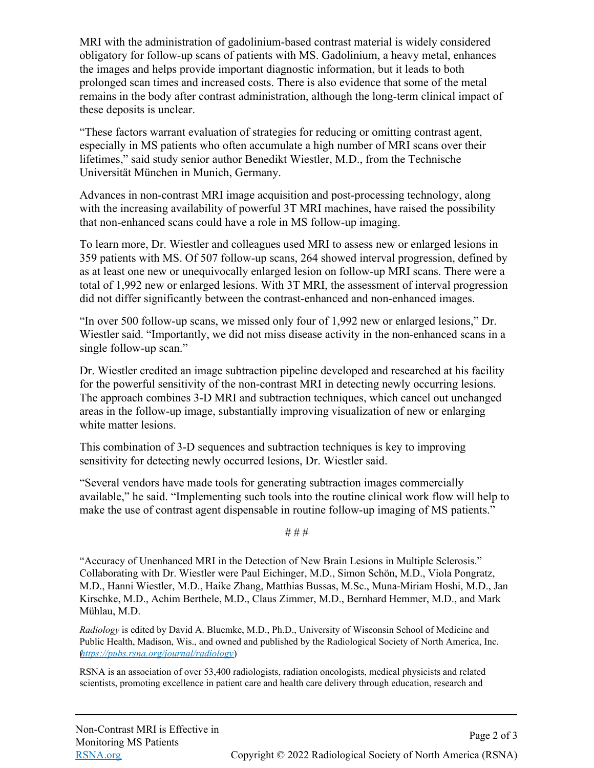MRI with the administration of gadolinium-based contrast material is widely considered obligatory for follow-up scans of patients with MS. Gadolinium, a heavy metal, enhances the images and helps provide important diagnostic information, but it leads to both prolonged scan times and increased costs. There is also evidence that some of the metal remains in the body after contrast administration, although the long-term clinical impact of these deposits is unclear.

"These factors warrant evaluation of strategies for reducing or omitting contrast agent, especially in MS patients who often accumulate a high number of MRI scans over their lifetimes," said study senior author Benedikt Wiestler, M.D., from the Technische Universität München in Munich, Germany.

Advances in non-contrast MRI image acquisition and post-processing technology, along with the increasing availability of powerful 3T MRI machines, have raised the possibility that non-enhanced scans could have a role in MS follow-up imaging.

To learn more, Dr. Wiestler and colleagues used MRI to assess new or enlarged lesions in 359 patients with MS. Of 507 follow-up scans, 264 showed interval progression, defined by as at least one new or unequivocally enlarged lesion on follow-up MRI scans. There were a total of 1,992 new or enlarged lesions. With 3T MRI, the assessment of interval progression did not differ significantly between the contrast-enhanced and non-enhanced images.

"In over 500 follow-up scans, we missed only four of 1,992 new or enlarged lesions," Dr. Wiestler said. "Importantly, we did not miss disease activity in the non-enhanced scans in a single follow-up scan."

Dr. Wiestler credited an image subtraction pipeline developed and researched at his facility for the powerful sensitivity of the non-contrast MRI in detecting newly occurring lesions. The approach combines 3-D MRI and subtraction techniques, which cancel out unchanged areas in the follow-up image, substantially improving visualization of new or enlarging white matter lesions.

This combination of 3-D sequences and subtraction techniques is key to improving sensitivity for detecting newly occurred lesions, Dr. Wiestler said.

"Several vendors have made tools for generating subtraction images commercially available," he said. "Implementing such tools into the routine clinical work flow will help to make the use of contrast agent dispensable in routine follow-up imaging of MS patients."

# # #

"Accuracy of Unenhanced MRI in the Detection of New Brain Lesions in Multiple Sclerosis." Collaborating with Dr. Wiestler were Paul Eichinger, M.D., Simon Schön, M.D., Viola Pongratz, M.D., Hanni Wiestler, M.D., Haike Zhang, Matthias Bussas, M.Sc., Muna-Miriam Hoshi, M.D., Jan Kirschke, M.D., Achim Berthele, M.D., Claus Zimmer, M.D., Bernhard Hemmer, M.D., and Mark Mühlau, M.D.

*Radiology* is edited by David A. Bluemke, M.D., Ph.D., University of Wisconsin School of Medicine and Public Health, Madison, Wis., and owned and published by the Radiological Society of North America, Inc. (https://pubs.rsna.org/journal/radiology)

RSNA is an association of over 53,400 radiologists, radiation oncologists, medical physicists and related scientists, promoting excellence in patient care and health care delivery through education, research and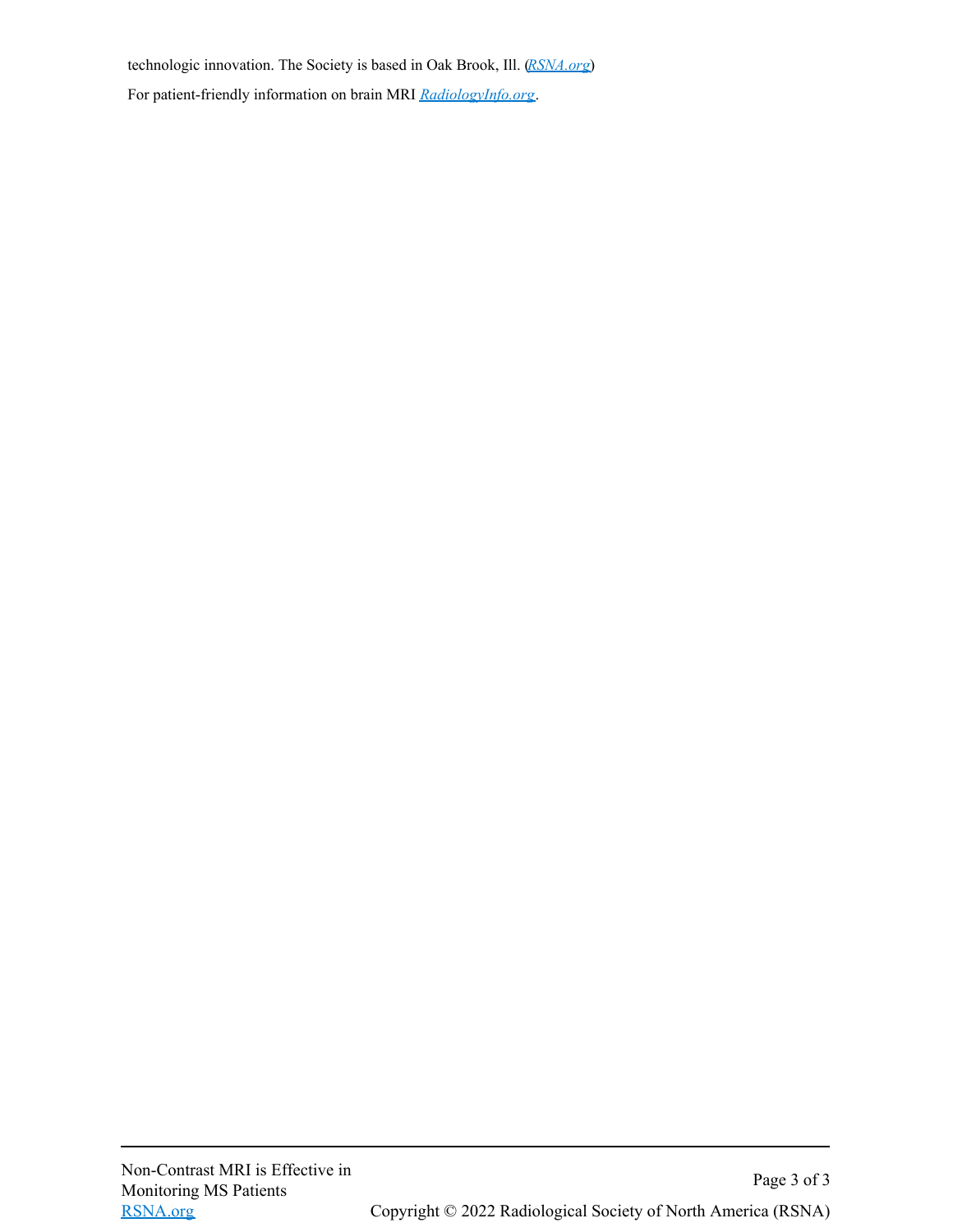technologic innovation. The Society is based in Oak Brook, Ill. (*RSNA.org*)

For patient-friendly information on brain MRI *RadiologyInfo.org*.